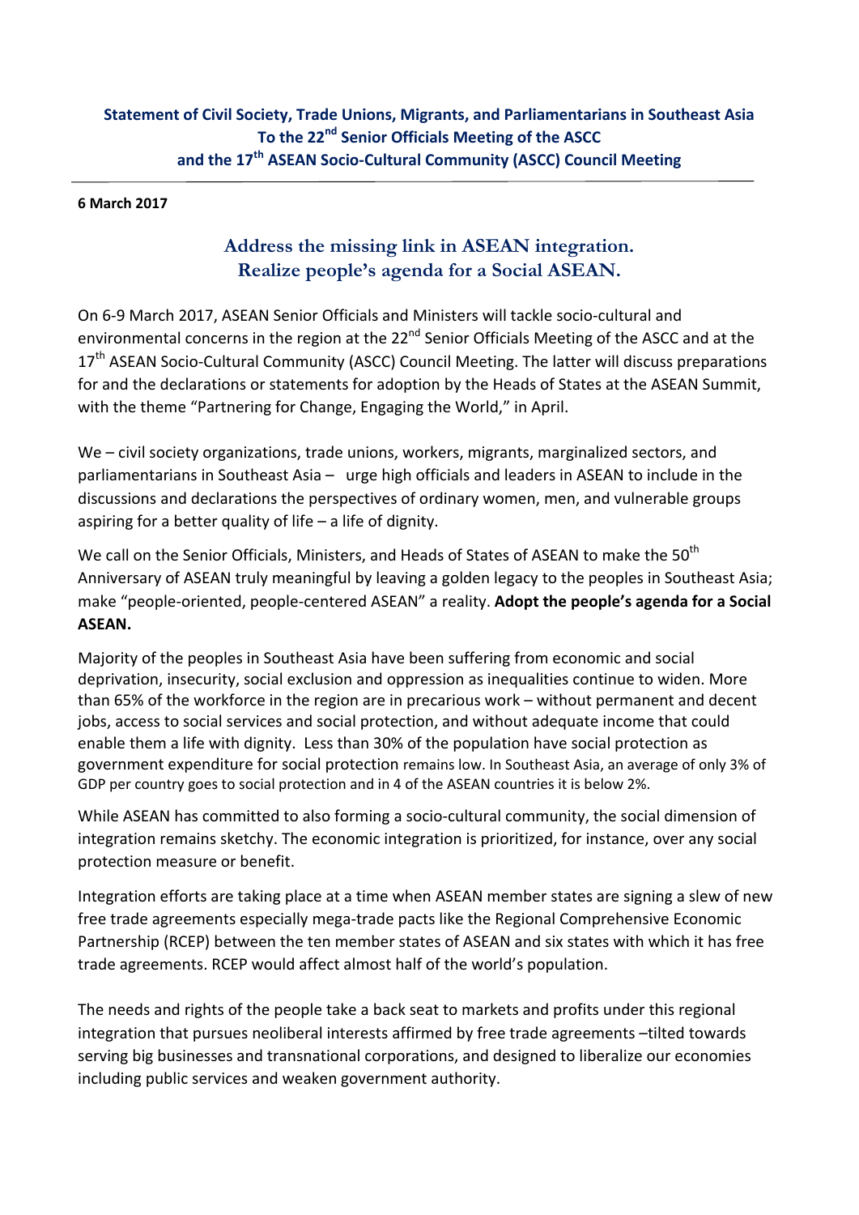**Statement of Civil Society, Trade Unions, Migrants, and Parliamentarians in Southeast Asia To the 22nd Senior Officials Meeting of the ASCC and the 17th ASEAN Socio-Cultural Community (ASCC) Council Meeting**

**6 March 2017**

## Address the missing link in ASEAN integration. Realize people's agenda for a Social ASEAN.

On 6-9 March 2017, ASEAN Senior Officials and Ministers will tackle socio-cultural and environmental concerns in the region at the 22nd Senior Officials Meeting of the ASCC and at the 17th ASEAN Socio-Cultural Community (ASCC) Council Meeting. The latter will discuss preparations for and the declarations or statements for adoption by the Heads of States at the ASEAN Summit, with the theme "Partnering for Change, Engaging the World," in April.

We – civil society organizations, trade unions, workers, migrants, marginalized sectors, and parliamentarians in Southeast Asia – urge high officials and leaders in ASEAN to include in the discussions and declarations the perspectives of ordinary women, men, and vulnerable groups aspiring for a better quality of life – a life of dignity.

We call on the Senior Officials, Ministers, and Heads of States of ASEAN to make the 50th Anniversary of ASEAN truly meaningful by leaving a golden legacy to the peoples in Southeast Asia; make "people-oriented, people-centered ASEAN" a reality. **Adopt the people's agenda for a Social ASEAN.**

Majority of the peoples in Southeast Asia have been suffering from economic and social deprivation, insecurity, social exclusion and oppression as inequalities continue to widen. More than 65% of the workforce in the region are in precarious work – without permanent and decent jobs, access to social services and social protection, and without adequate income that could enable them a life with dignity. Less than 30% of the population have social protection as government expenditure for social protection remains low. In Southeast Asia, an average of only 3% of GDP per country goes to social protection and in 4 of the ASEAN countries it is below 2%.

While ASEAN has committed to also forming a socio-cultural community, the social dimension of integration remains sketchy. The economic integration is prioritized, for instance, over any social protection measure or benefit.

Integration efforts are taking place at a time when ASEAN member states are signing a slew of new free trade agreements especially mega-trade pacts like the Regional Comprehensive Economic Partnership (RCEP) between the ten member states of ASEAN and six states with which it has free trade agreements. RCEP would affect almost half of the world's population.

The needs and rights of the people take a back seat to markets and profits under this regional integration that pursues neoliberal interests affirmed by free trade agreements –tilted towards serving big businesses and transnational corporations, and designed to liberalize our economies including public services and weaken government authority.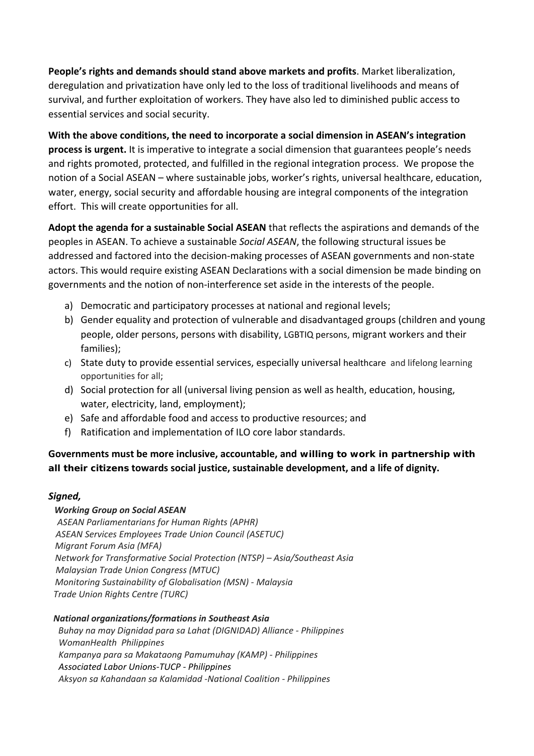**People's rights and demands should stand above markets and profits**. Market liberalization, deregulation and privatization have only led to the loss of traditional livelihoods and means of survival, and further exploitation of workers. They have also led to diminished public access to essential services and social security.

**With the above conditions, the need to incorporate a social dimension in ASEAN's integration process is urgent.** It is imperative to integrate a social dimension that guarantees people's needs and rights promoted, protected, and fulfilled in the regional integration process. We propose the notion of a Social ASEAN – where sustainable jobs, worker's rights, universal healthcare, education, water, energy, social security and affordable housing are integral components of the integration effort. This will create opportunities for all.

**Adopt the agenda for a sustainable Social ASEAN** that reflects the aspirations and demands of the peoples in ASEAN. To achieve a sustainable *Social ASEAN*, the following structural issues be addressed and factored into the decision-making processes of ASEAN governments and non-state actors. This would require existing ASEAN Declarations with a social dimension be made binding on governments and the notion of non-interference set aside in the interests of the people.

a) Democratic and participatory processes at national and regional levels;
b) Gender equality and protection of vulnerable and disadvantaged groups (children and young people, older persons, persons with disability, LGBTIQ persons, migrant workers and their families);
c) State duty to provide essential services, especially universal healthcare and lifelong learning opportunities for all;
d) Social protection for all (universal living pension as well as health, education, housing, water, electricity, land, employment);
e) Safe and affordable food and access to productive resources; and
f) Ratification and implementation of ILO core labor standards.

**Governments must be more inclusive, accountable, and willing to work in partnership with all their citizens towards social justice, sustainable development, and a life of dignity.**

***Signed,***

***Working Group on Social ASEAN***
*ASEAN Parliamentarians for Human Rights (APHR)*
*ASEAN Services Employees Trade Union Council (ASETUC)*
*Migrant Forum Asia (MFA)*
*Network for Transformative Social Protection (NTSP) – Asia/Southeast Asia*
*Malaysian Trade Union Congress (MTUC)*
*Monitoring Sustainability of Globalisation (MSN) - Malaysia*
*Trade Union Rights Centre (TURC)*

***National organizations/formations in Southeast Asia***
*Buhay na may Dignidad para sa Lahat (DIGNIDAD) Alliance - Philippines*
*WomanHealth Philippines*
*Kampanya para sa Makataong Pamumuhay (KAMP) - Philippines*
*Associated Labor Unions-TUCP - Philippines*
*Aksyon sa Kahandaan sa Kalamidad -National Coalition - Philippines*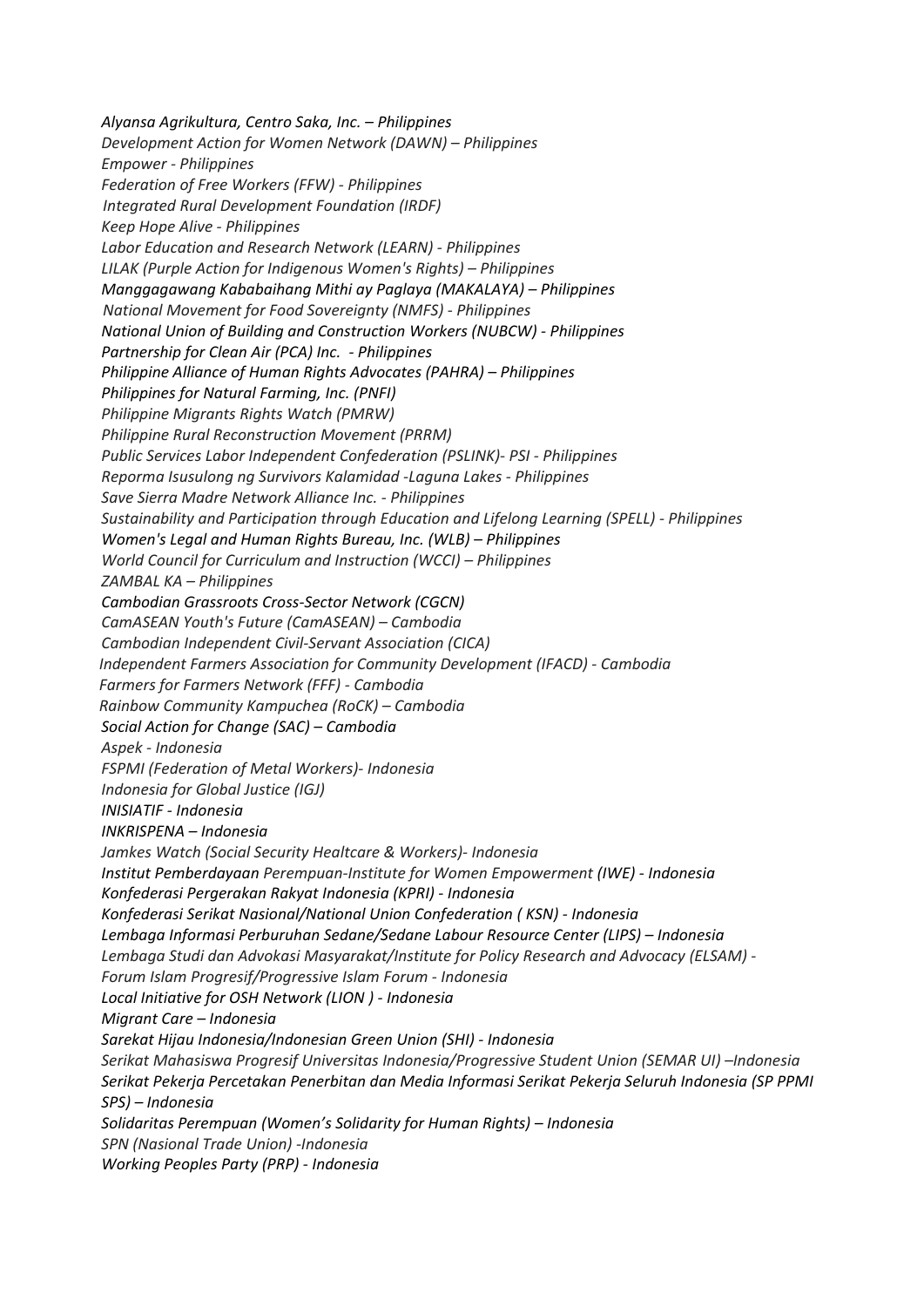*Alyansa Agrikultura, Centro Saka, Inc. – Philippines*
*Development Action for Women Network (DAWN) – Philippines*
*Empower - Philippines*
*Federation of Free Workers (FFW) - Philippines*
*Integrated Rural Development Foundation (IRDF)*
*Keep Hope Alive - Philippines*
*Labor Education and Research Network (LEARN) - Philippines*
*LILAK (Purple Action for Indigenous Women's Rights) – Philippines*
*Manggagawang Kababaihang Mithi ay Paglaya (MAKALAYA) – Philippines*
*National Movement for Food Sovereignty (NMFS) - Philippines*
*National Union of Building and Construction Workers (NUBCW) - Philippines*
*Partnership for Clean Air (PCA) Inc. - Philippines*
*Philippine Alliance of Human Rights Advocates (PAHRA) – Philippines*
*Philippines for Natural Farming, Inc. (PNFI)*
*Philippine Migrants Rights Watch (PMRW)*
*Philippine Rural Reconstruction Movement (PRRM)*
*Public Services Labor Independent Confederation (PSLINK)- PSI - Philippines*
*Reporma Isusulong ng Survivors Kalamidad -Laguna Lakes - Philippines*
*Save Sierra Madre Network Alliance Inc. - Philippines*
*Sustainability and Participation through Education and Lifelong Learning (SPELL) - Philippines*
*Women's Legal and Human Rights Bureau, Inc. (WLB) – Philippines*
*World Council for Curriculum and Instruction (WCCI) – Philippines*
*ZAMBAL KA – Philippines*
*Cambodian Grassroots Cross-Sector Network (CGCN)*
*CamASEAN Youth's Future (CamASEAN) – Cambodia*
*Cambodian Independent Civil-Servant Association (CICA)*
*Independent Farmers Association for Community Development (IFACD) - Cambodia*
*Farmers for Farmers Network (FFF) - Cambodia*
*Rainbow Community Kampuchea (RoCK) – Cambodia*
*Social Action for Change (SAC) – Cambodia*
*Aspek - Indonesia*
*FSPMI (Federation of Metal Workers)- Indonesia*
*Indonesia for Global Justice (IGJ)*
*INISIATIF - Indonesia*
*INKRISPENA – Indonesia*
*Jamkes Watch (Social Security Healtcare & Workers)- Indonesia*
*Institut Pemberdayaan Perempuan-Institute for Women Empowerment (IWE) - Indonesia*
*Konfederasi Pergerakan Rakyat Indonesia (KPRI) - Indonesia*
*Konfederasi Serikat Nasional/National Union Confederation ( KSN) - Indonesia*
*Lembaga Informasi Perburuhan Sedane/Sedane Labour Resource Center (LIPS) – Indonesia*
*Lembaga Studi dan Advokasi Masyarakat/Institute for Policy Research and Advocacy (ELSAM) -*
*Forum Islam Progresif/Progressive Islam Forum - Indonesia*
*Local Initiative for OSH Network (LION ) - Indonesia*
*Migrant Care – Indonesia*
*Sarekat Hijau Indonesia/Indonesian Green Union (SHI) - Indonesia*
*Serikat Mahasiswa Progresif Universitas Indonesia/Progressive Student Union (SEMAR UI) –Indonesia*
*Serikat Pekerja Percetakan Penerbitan dan Media Informasi Serikat Pekerja Seluruh Indonesia (SP PPMI SPS) – Indonesia*
*Solidaritas Perempuan (Women's Solidarity for Human Rights) – Indonesia*
*SPN (Nasional Trade Union) -Indonesia*
*Working Peoples Party (PRP) - Indonesia*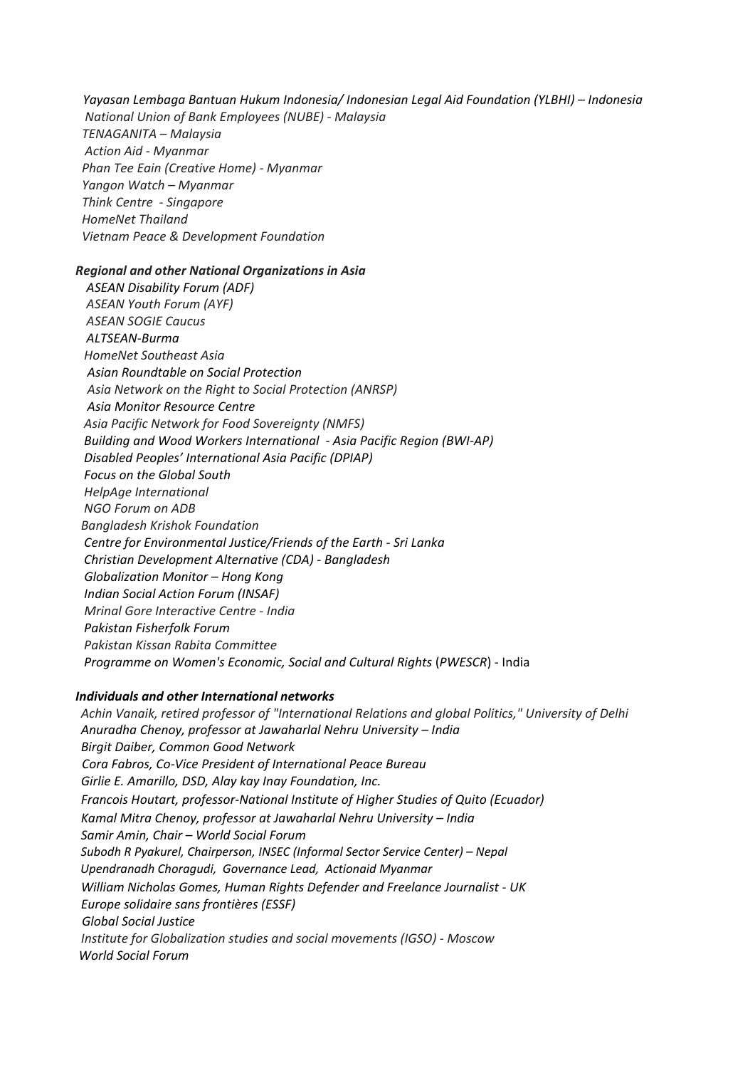*Yayasan Lembaga Bantuan Hukum Indonesia/ Indonesian Legal Aid Foundation (YLBHI) – Indonesia*
*National Union of Bank Employees (NUBE) - Malaysia*
*TENAGANITA – Malaysia*
*Action Aid - Myanmar*
*Phan Tee Eain (Creative Home) - Myanmar*
*Yangon Watch – Myanmar*
*Think Centre - Singapore*
*HomeNet Thailand*
*Vietnam Peace & Development Foundation*

***Regional and other National Organizations in Asia***

*ASEAN Disability Forum (ADF)*
*ASEAN Youth Forum (AYF)*
*ASEAN SOGIE Caucus*
*ALTSEAN-Burma*
*HomeNet Southeast Asia*
*Asian Roundtable on Social Protection*
*Asia Network on the Right to Social Protection (ANRSP)*
*Asia Monitor Resource Centre*
*Asia Pacific Network for Food Sovereignty (NMFS)*
*Building and Wood Workers International - Asia Pacific Region (BWI-AP)*
*Disabled Peoples' International Asia Pacific (DPIAP)*
*Focus on the Global South*
*HelpAge International*
*NGO Forum on ADB*
*Bangladesh Krishok Foundation*
*Centre for Environmental Justice/Friends of the Earth - Sri Lanka*
*Christian Development Alternative (CDA) - Bangladesh*
*Globalization Monitor – Hong Kong*
*Indian Social Action Forum (INSAF)*
*Mrinal Gore Interactive Centre - India*
*Pakistan Fisherfolk Forum*
*Pakistan Kissan Rabita Committee*
*Programme on Women's Economic, Social and Cultural Rights* (*PWESCR*) - India

***Individuals and other International networks***

*Achin Vanaik, retired professor of "International Relations and global Politics," University of Delhi*
*Anuradha Chenoy, professor at Jawaharlal Nehru University – India*
*Birgit Daiber, Common Good Network*
*Cora Fabros, Co-Vice President of International Peace Bureau*
*Girlie E. Amarillo, DSD, Alay kay Inay Foundation, Inc.*
*Francois Houtart, professor-National Institute of Higher Studies of Quito (Ecuador)*
*Kamal Mitra Chenoy, professor at Jawaharlal Nehru University – India*
*Samir Amin, Chair – World Social Forum*
*Subodh R Pyakurel, Chairperson, INSEC (Informal Sector Service Center) – Nepal*
*Upendranadh Choragudi, Governance Lead, Actionaid Myanmar*
*William Nicholas Gomes, Human Rights Defender and Freelance Journalist - UK*
*Europe solidaire sans frontières (ESSF)*
*Global Social Justice*
*Institute for Globalization studies and social movements (IGSO) - Moscow*
*World Social Forum*